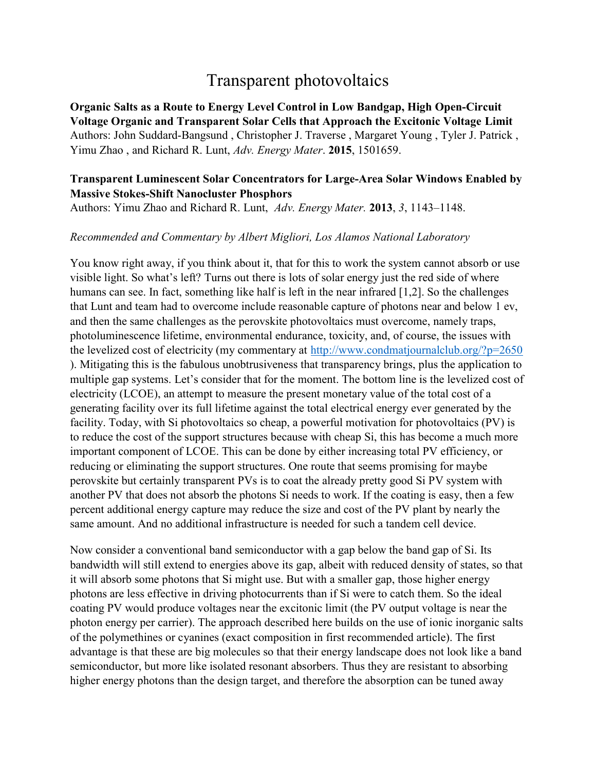# Transparent photovoltaics

**Organic Salts as a Route to Energy Level Control in Low Bandgap, High Open-Circuit Voltage Organic and Transparent Solar Cells that Approach the Excitonic Voltage Limit**
Authors: John Suddard-Bangsund , Christopher J. Traverse , Margaret Young , Tyler J. Patrick , Yimu Zhao , and Richard R. Lunt, *Adv. Energy Mater*. **2015**, 1501659.

**Transparent Luminescent Solar Concentrators for Large-Area Solar Windows Enabled by Massive Stokes-Shift Nanocluster Phosphors**
Authors: Yimu Zhao and Richard R. Lunt, *Adv. Energy Mater.* **2013**, *3*, 1143–1148.

*Recommended and Commentary by Albert Migliori, Los Alamos National Laboratory*

You know right away, if you think about it, that for this to work the system cannot absorb or use visible light. So what's left? Turns out there is lots of solar energy just the red side of where humans can see. In fact, something like half is left in the near infrared [1,2]. So the challenges that Lunt and team had to overcome include reasonable capture of photons near and below 1 ev, and then the same challenges as the perovskite photovoltaics must overcome, namely traps, photoluminescence lifetime, environmental endurance, toxicity, and, of course, the issues with the levelized cost of electricity (my commentary at http://www.condmatjournalclub.org/?p=2650 ). Mitigating this is the fabulous unobtrusiveness that transparency brings, plus the application to multiple gap systems. Let's consider that for the moment. The bottom line is the levelized cost of electricity (LCOE), an attempt to measure the present monetary value of the total cost of a generating facility over its full lifetime against the total electrical energy ever generated by the facility. Today, with Si photovoltaics so cheap, a powerful motivation for photovoltaics (PV) is to reduce the cost of the support structures because with cheap Si, this has become a much more important component of LCOE. This can be done by either increasing total PV efficiency, or reducing or eliminating the support structures. One route that seems promising for maybe perovskite but certainly transparent PVs is to coat the already pretty good Si PV system with another PV that does not absorb the photons Si needs to work. If the coating is easy, then a few percent additional energy capture may reduce the size and cost of the PV plant by nearly the same amount. And no additional infrastructure is needed for such a tandem cell device.

Now consider a conventional band semiconductor with a gap below the band gap of Si. Its bandwidth will still extend to energies above its gap, albeit with reduced density of states, so that it will absorb some photons that Si might use. But with a smaller gap, those higher energy photons are less effective in driving photocurrents than if Si were to catch them. So the ideal coating PV would produce voltages near the excitonic limit (the PV output voltage is near the photon energy per carrier). The approach described here builds on the use of ionic inorganic salts of the polymethines or cyanines (exact composition in first recommended article). The first advantage is that these are big molecules so that their energy landscape does not look like a band semiconductor, but more like isolated resonant absorbers. Thus they are resistant to absorbing higher energy photons than the design target, and therefore the absorption can be tuned away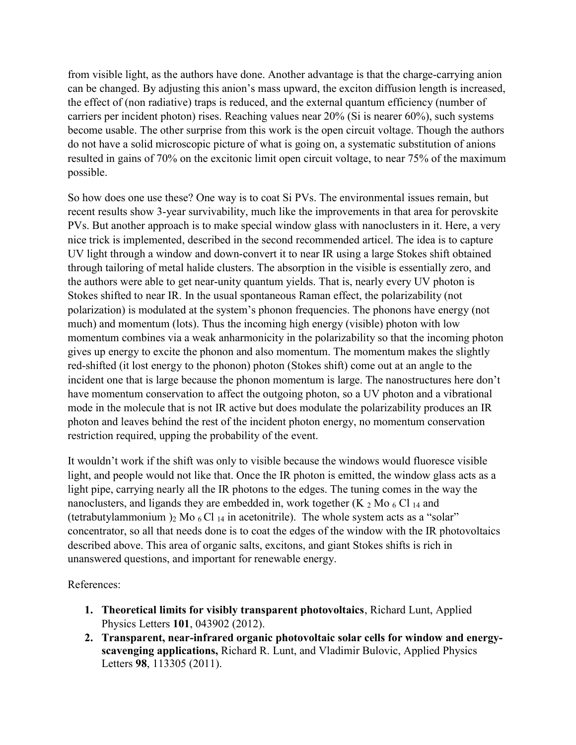from visible light, as the authors have done. Another advantage is that the charge-carrying anion can be changed. By adjusting this anion's mass upward, the exciton diffusion length is increased, the effect of (non radiative) traps is reduced, and the external quantum efficiency (number of carriers per incident photon) rises. Reaching values near 20% (Si is nearer 60%), such systems become usable. The other surprise from this work is the open circuit voltage. Though the authors do not have a solid microscopic picture of what is going on, a systematic substitution of anions resulted in gains of 70% on the excitonic limit open circuit voltage, to near 75% of the maximum possible.

So how does one use these? One way is to coat Si PVs. The environmental issues remain, but recent results show 3-year survivability, much like the improvements in that area for perovskite PVs. But another approach is to make special window glass with nanoclusters in it. Here, a very nice trick is implemented, described in the second recommended articel. The idea is to capture UV light through a window and down-convert it to near IR using a large Stokes shift obtained through tailoring of metal halide clusters. The absorption in the visible is essentially zero, and the authors were able to get near-unity quantum yields. That is, nearly every UV photon is Stokes shifted to near IR. In the usual spontaneous Raman effect, the polarizability (not polarization) is modulated at the system's phonon frequencies. The phonons have energy (not much) and momentum (lots). Thus the incoming high energy (visible) photon with low momentum combines via a weak anharmonicity in the polarizability so that the incoming photon gives up energy to excite the phonon and also momentum. The momentum makes the slightly red-shifted (it lost energy to the phonon) photon (Stokes shift) come out at an angle to the incident one that is large because the phonon momentum is large. The nanostructures here don't have momentum conservation to affect the outgoing photon, so a UV photon and a vibrational mode in the molecule that is not IR active but does modulate the polarizability produces an IR photon and leaves behind the rest of the incident photon energy, no momentum conservation restriction required, upping the probability of the event.

It wouldn't work if the shift was only to visible because the windows would fluoresce visible light, and people would not like that. Once the IR photon is emitted, the window glass acts as a light pipe, carrying nearly all the IR photons to the edges. The tuning comes in the way the nanoclusters, and ligands they are embedded in, work together ($K_2Mo_6Cl_{14}$ and (tetrabutylammonium $)_2 Mo_6Cl_{14}$ in acetonitrile). The whole system acts as a "solar" concentrator, so all that needs done is to coat the edges of the window with the IR photovoltaics described above. This area of organic salts, excitons, and giant Stokes shifts is rich in unanswered questions, and important for renewable energy.

References:

1. **Theoretical limits for visibly transparent photovoltaics**, Richard Lunt, Applied Physics Letters **101**, 043902 (2012).
2. **Transparent, near-infrared organic photovoltaic solar cells for window and energy-scavenging applications,** Richard R. Lunt, and Vladimir Bulovic, Applied Physics Letters **98**, 113305 (2011).